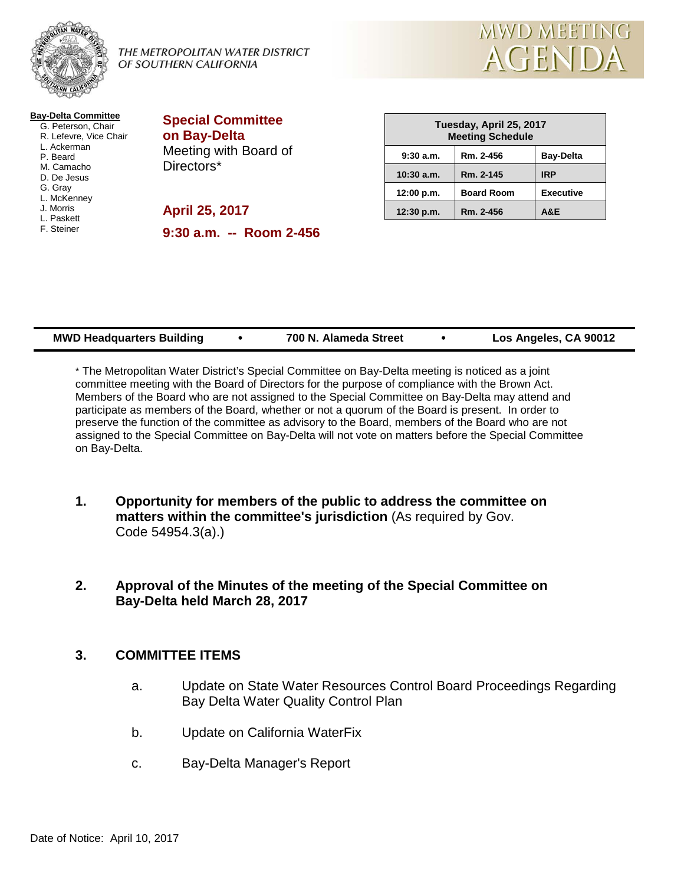THE METROPOLITAN WATER DISTRICT OF SOUTHERN CALIFORNIA

# MWD MEETING AGENDA

**Bay-Delta Committee**
- G. Peterson, Chair
- R. Lefevre, Vice Chair
- L. Ackerman
- P. Beard
- M. Camacho
- D. De Jesus
- G. Gray
- L. McKenney
- J. Morris
- L. Paskett
- F. Steiner

## Special Committee on Bay-Delta

Meeting with Board of Directors*

**April 25, 2017**

**9:30 a.m. -- Room 2-456**

| Tuesday, April 25, 2017 Meeting Schedule | | |
|---|---|---|
| 9:30 a.m. | Rm. 2-456 | Bay-Delta |
| 10:30 a.m. | Rm. 2-145 | IRP |
| 12:00 p.m. | Board Room | Executive |
| 12:30 p.m. | Rm. 2-456 | A&E |

**MWD Headquarters Building • 700 N. Alameda Street • Los Angeles, CA 90012**

* The Metropolitan Water District's Special Committee on Bay-Delta meeting is noticed as a joint committee meeting with the Board of Directors for the purpose of compliance with the Brown Act. Members of the Board who are not assigned to the Special Committee on Bay-Delta may attend and participate as members of the Board, whether or not a quorum of the Board is present. In order to preserve the function of the committee as advisory to the Board, members of the Board who are not assigned to the Special Committee on Bay-Delta will not vote on matters before the Special Committee on Bay-Delta.

1. **Opportunity for members of the public to address the committee on matters within the committee's jurisdiction** (As required by Gov. Code 54954.3(a).)

2. **Approval of the Minutes of the meeting of the Special Committee on Bay-Delta held March 28, 2017**

3. **COMMITTEE ITEMS**

   a. Update on State Water Resources Control Board Proceedings Regarding Bay Delta Water Quality Control Plan

   b. Update on California WaterFix

   c. Bay-Delta Manager's Report

Date of Notice: April 10, 2017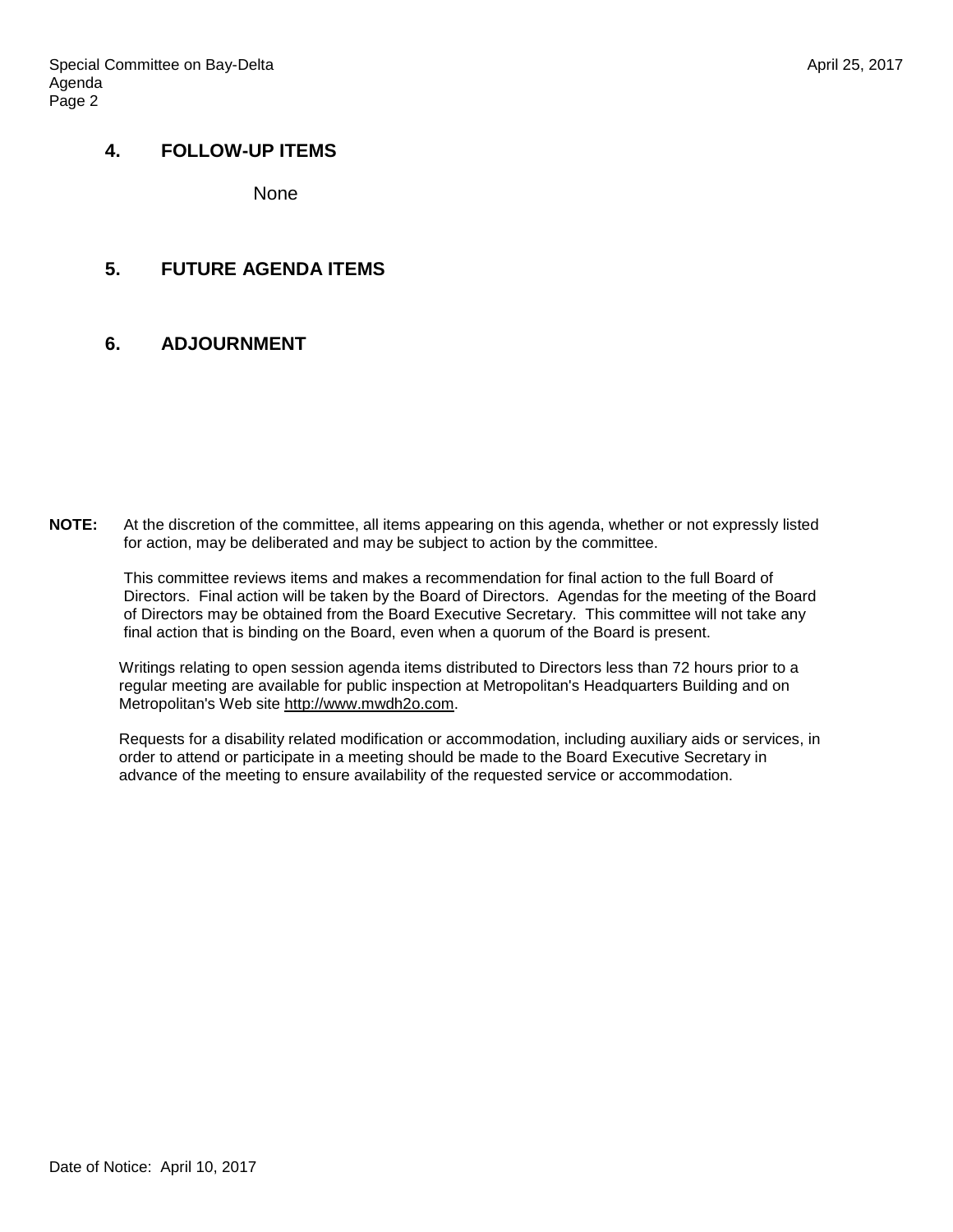## 4. FOLLOW-UP ITEMS

None

## 5. FUTURE AGENDA ITEMS

## 6. ADJOURNMENT

**NOTE:** At the discretion of the committee, all items appearing on this agenda, whether or not expressly listed for action, may be deliberated and may be subject to action by the committee.

This committee reviews items and makes a recommendation for final action to the full Board of Directors. Final action will be taken by the Board of Directors. Agendas for the meeting of the Board of Directors may be obtained from the Board Executive Secretary. This committee will not take any final action that is binding on the Board, even when a quorum of the Board is present.

Writings relating to open session agenda items distributed to Directors less than 72 hours prior to a regular meeting are available for public inspection at Metropolitan's Headquarters Building and on Metropolitan's Web site http://www.mwdh2o.com.

Requests for a disability related modification or accommodation, including auxiliary aids or services, in order to attend or participate in a meeting should be made to the Board Executive Secretary in advance of the meeting to ensure availability of the requested service or accommodation.

Date of Notice: April 10, 2017